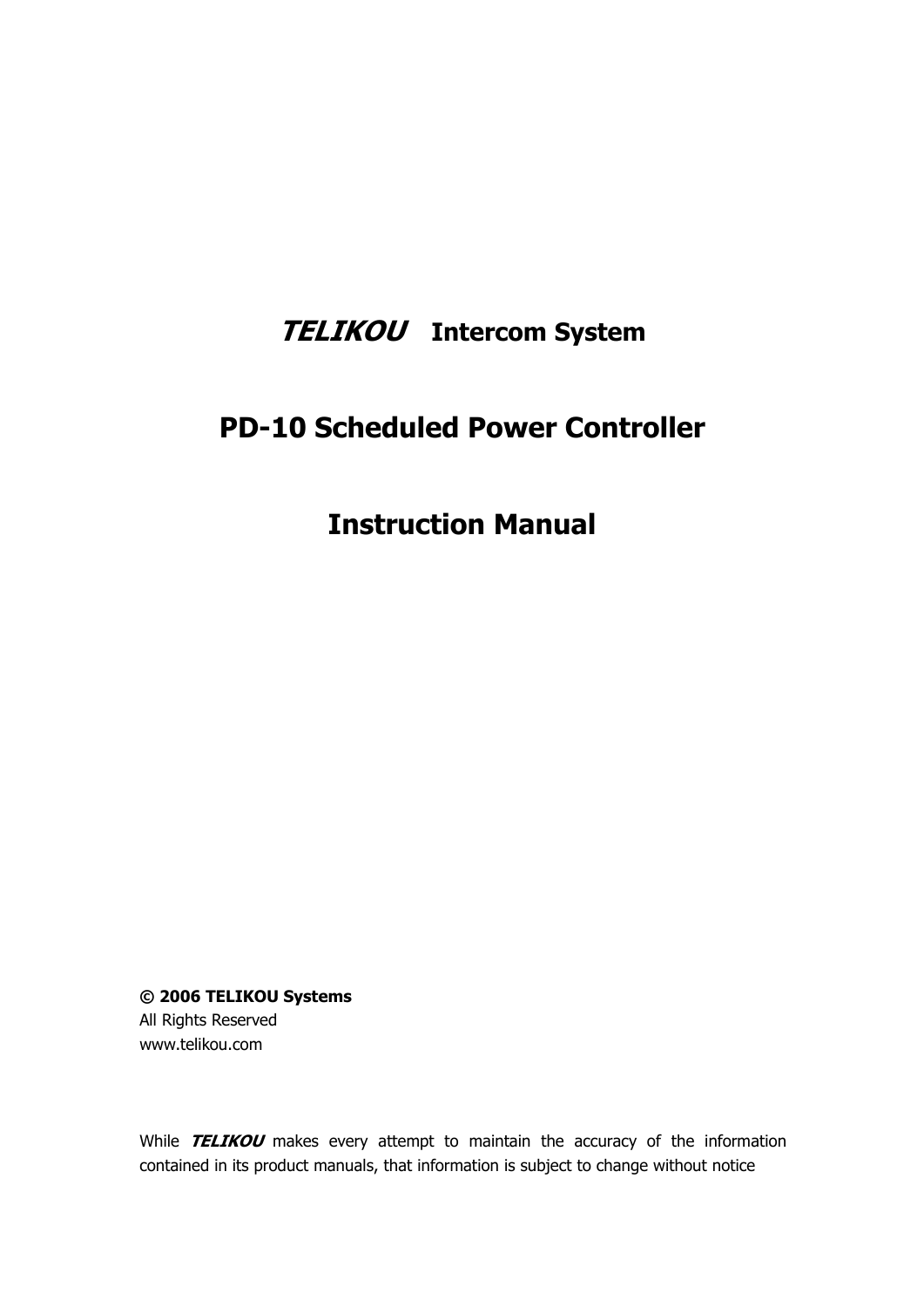# ***TELIKOU*** Intercom System

# PD-10 Scheduled Power Controller

# Instruction Manual

**© 2006 TELIKOU Systems**
All Rights Reserved
www.telikou.com

While ***TELIKOU*** makes every attempt to maintain the accuracy of the information contained in its product manuals, that information is subject to change without notice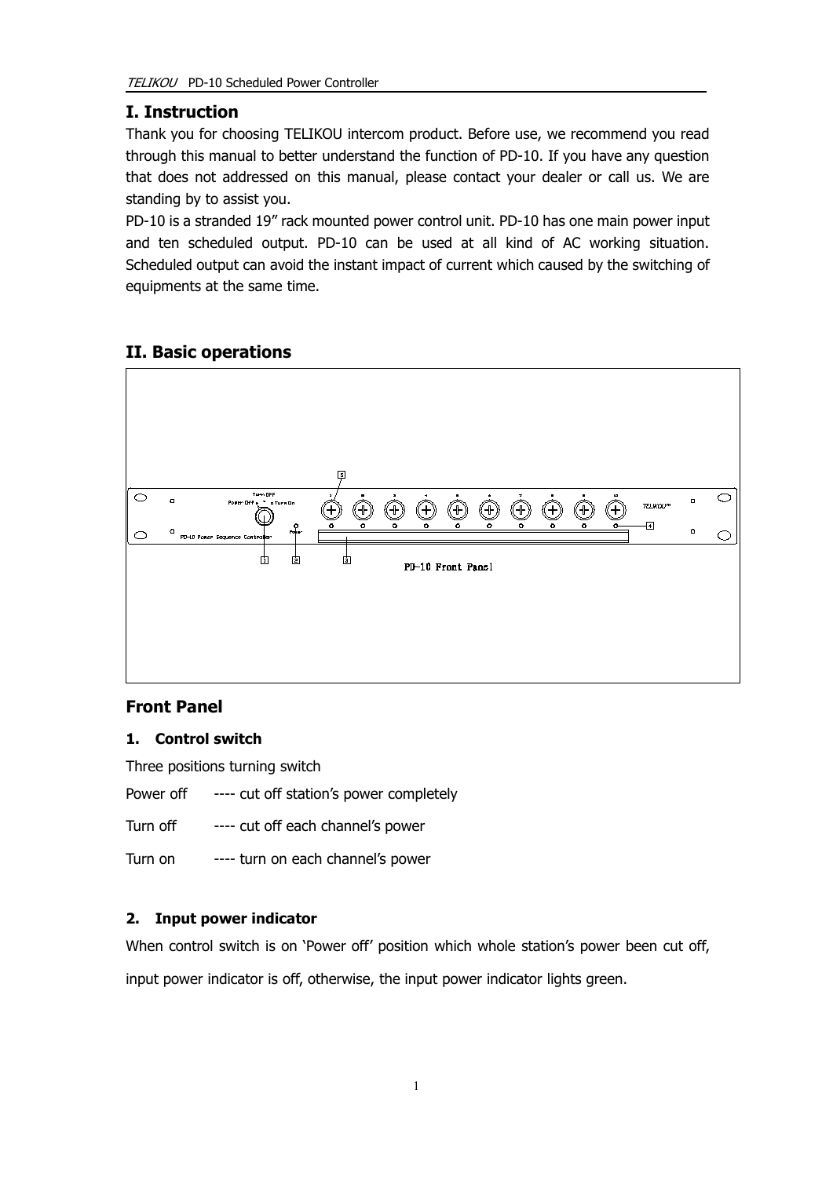# I. Instruction

Thank you for choosing TELIKOU intercom product. Before use, we recommend you read through this manual to better understand the function of PD-10. If you have any question that does not addressed on this manual, please contact your dealer or call us. We are standing by to assist you.

PD-10 is a stranded 19" rack mounted power control unit. PD-10 has one main power input and ten scheduled output. PD-10 can be used at all kind of AC working situation. Scheduled output can avoid the instant impact of current which caused by the switching of equipments at the same time.

# II. Basic operations

PD-10 Front Panel

## Front Panel

### 1. Control switch

Three positions turning switch

Power off ---- cut off station's power completely

Turn off ---- cut off each channel's power

Turn on ---- turn on each channel's power

### 2. Input power indicator

When control switch is on 'Power off' position which whole station's power been cut off, input power indicator is off, otherwise, the input power indicator lights green.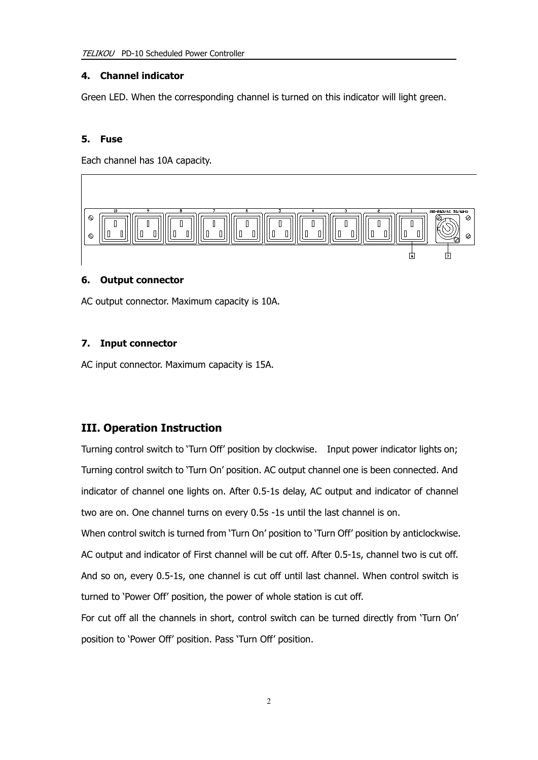#### 4. Channel indicator

Green LED. When the corresponding channel is turned on this indicator will light green.

#### 5. Fuse

Each channel has 10A capacity.

#### 6. Output connector

AC output connector. Maximum capacity is 10A.

#### 7. Input connector

AC input connector. Maximum capacity is 15A.

## III. Operation Instruction

Turning control switch to 'Turn Off' position by clockwise. Input power indicator lights on; Turning control switch to 'Turn On' position. AC output channel one is been connected. And indicator of channel one lights on. After 0.5-1s delay, AC output and indicator of channel two are on. One channel turns on every 0.5s -1s until the last channel is on.

When control switch is turned from 'Turn On' position to 'Turn Off' position by anticlockwise. AC output and indicator of First channel will be cut off. After 0.5-1s, channel two is cut off. And so on, every 0.5-1s, one channel is cut off until last channel. When control switch is turned to 'Power Off' position, the power of whole station is cut off.

For cut off all the channels in short, control switch can be turned directly from 'Turn On' position to 'Power Off' position. Pass 'Turn Off' position.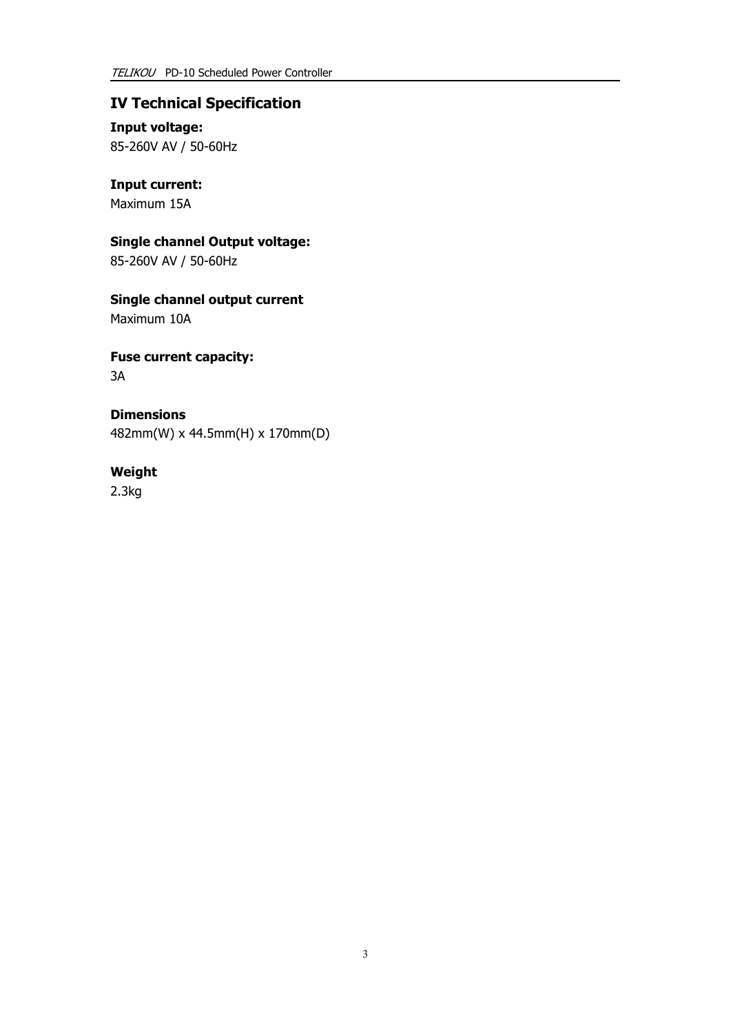## IV Technical Specification

**Input voltage:**

85-260V AV / 50-60Hz

**Input current:**

Maximum 15A

**Single channel Output voltage:**

85-260V AV / 50-60Hz

**Single channel output current**

Maximum 10A

**Fuse current capacity:**

3A

**Dimensions**

482mm(W) x 44.5mm(H) x 170mm(D)

**Weight**

2.3kg